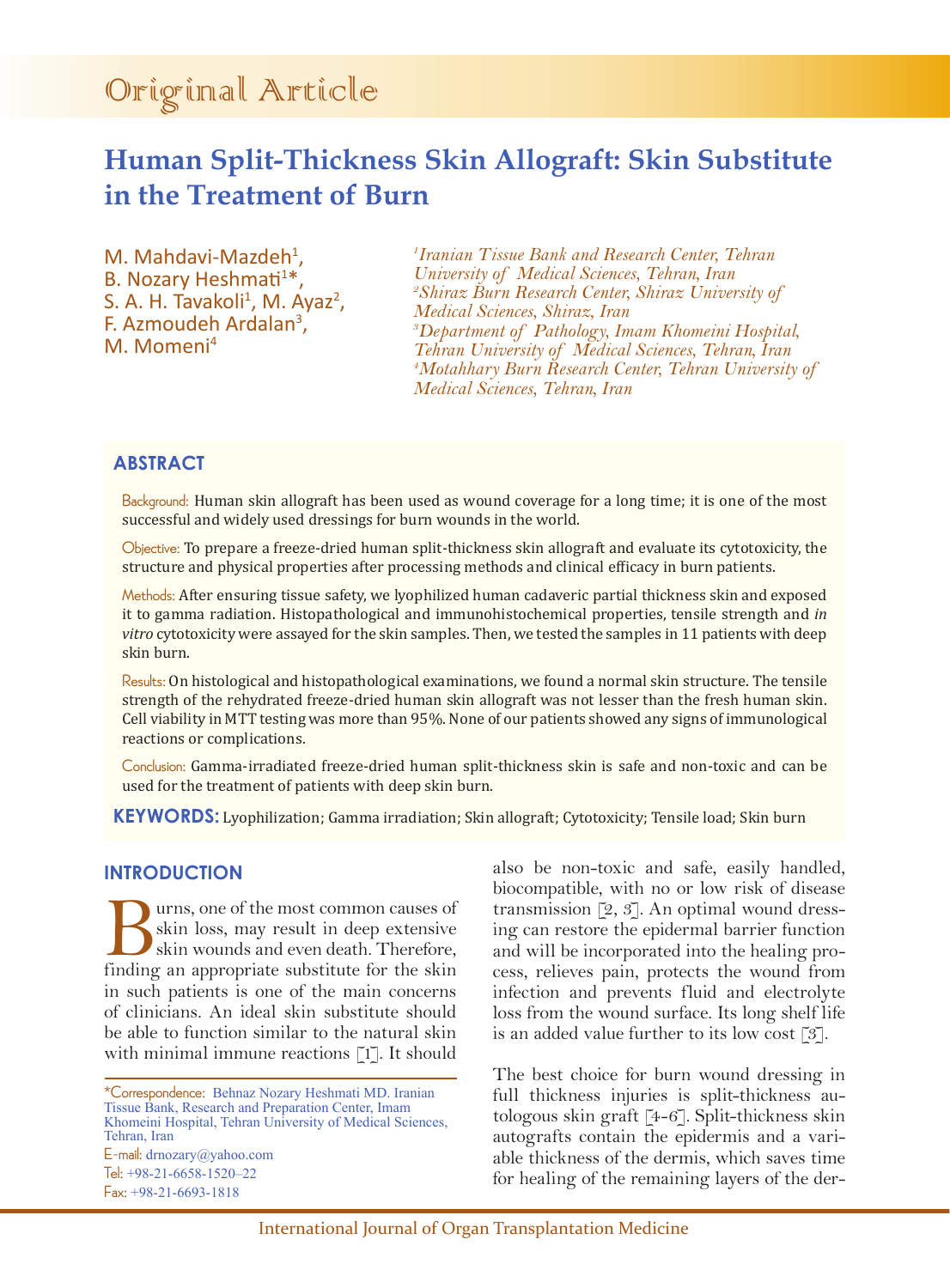Original Article

# Human Split-Thickness Skin Allograft: Skin Substitute in the Treatment of Burn

M. Mahdavi-Mazdeh[1], B. Nozary Heshmati[1]*, S. A. H. Tavakoli[1], M. Ayaz[2], F. Azmoudeh Ardalan[3], M. Momeni[4]

*[1]Iranian Tissue Bank and Research Center, Tehran University of Medical Sciences, Tehran, Iran*
*[2]Shiraz Burn Research Center, Shiraz University of Medical Sciences, Shiraz, Iran*
*[3]Department of Pathology, Imam Khomeini Hospital, Tehran University of Medical Sciences, Tehran, Iran*
*[4]Motahhary Burn Research Center, Tehran University of Medical Sciences, Tehran, Iran*

## ABSTRACT

Background: Human skin allograft has been used as wound coverage for a long time; it is one of the most successful and widely used dressings for burn wounds in the world.

Objective: To prepare a freeze-dried human split-thickness skin allograft and evaluate its cytotoxicity, the structure and physical properties after processing methods and clinical efficacy in burn patients.

Methods: After ensuring tissue safety, we lyophilized human cadaveric partial thickness skin and exposed it to gamma radiation. Histopathological and immunohistochemical properties, tensile strength and *in vitro* cytotoxicity were assayed for the skin samples. Then, we tested the samples in 11 patients with deep skin burn.

Results: On histological and histopathological examinations, we found a normal skin structure. The tensile strength of the rehydrated freeze-dried human skin allograft was not lesser than the fresh human skin. Cell viability in MTT testing was more than 95%. None of our patients showed any signs of immunological reactions or complications.

Conclusion: Gamma-irradiated freeze-dried human split-thickness skin is safe and non-toxic and can be used for the treatment of patients with deep skin burn.

**KEYWORDS:** Lyophilization; Gamma irradiation; Skin allograft; Cytotoxicity; Tensile load; Skin burn

## INTRODUCTION

Burns, one of the most common causes of skin loss, may result in deep extensive skin wounds and even death. Therefore, finding an appropriate substitute for the skin in such patients is one of the main concerns of clinicians. An ideal skin substitute should be able to function similar to the natural skin with minimal immune reactions [1]. It should also be non-toxic and safe, easily handled, biocompatible, with no or low risk of disease transmission [2, 3]. An optimal wound dressing can restore the epidermal barrier function and will be incorporated into the healing process, relieves pain, protects the wound from infection and prevents fluid and electrolyte loss from the wound surface. Its long shelf life is an added value further to its low cost [3].

The best choice for burn wound dressing in full thickness injuries is split-thickness autologous skin graft [4-6]. Split-thickness skin autografts contain the epidermis and a variable thickness of the dermis, which saves time for healing of the remaining layers of the der-

*Correspondence: Behnaz Nozary Heshmati MD. Iranian Tissue Bank, Research and Preparation Center, Imam Khomeini Hospital, Tehran University of Medical Sciences, Tehran, Iran
E-mail: drnozary@yahoo.com
Tel: +98-21-6658-1520–22
Fax: +98-21-6693-1818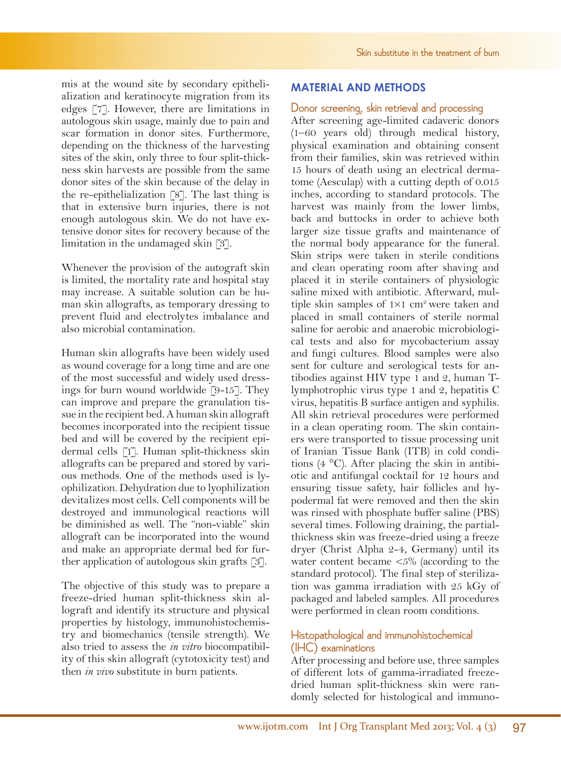mis at the wound site by secondary epithelialization and keratinocyte migration from its edges [7]. However, there are limitations in autologous skin usage, mainly due to pain and scar formation in donor sites. Furthermore, depending on the thickness of the harvesting sites of the skin, only three to four split-thickness skin harvests are possible from the same donor sites of the skin because of the delay in the re-epithelialization [8]. The last thing is that in extensive burn injuries, there is not enough autologous skin. We do not have extensive donor sites for recovery because of the limitation in the undamaged skin [3].

Whenever the provision of the autograft skin is limited, the mortality rate and hospital stay may increase. A suitable solution can be human skin allografts, as temporary dressing to prevent fluid and electrolytes imbalance and also microbial contamination.

Human skin allografts have been widely used as wound coverage for a long time and are one of the most successful and widely used dressings for burn wound worldwide [9-15]. They can improve and prepare the granulation tissue in the recipient bed. A human skin allograft becomes incorporated into the recipient tissue bed and will be covered by the recipient epidermal cells [1]. Human split-thickness skin allografts can be prepared and stored by various methods. One of the methods used is lyophilization. Dehydration due to lyophilization devitalizes most cells. Cell components will be destroyed and immunological reactions will be diminished as well. The "non-viable" skin allograft can be incorporated into the wound and make an appropriate dermal bed for further application of autologous skin grafts [3].

The objective of this study was to prepare a freeze-dried human split-thickness skin allograft and identify its structure and physical properties by histology, immunohistochemistry and biomechanics (tensile strength). We also tried to assess the *in vitro* biocompatibility of this skin allograft (cytotoxicity test) and then *in vivo* substitute in burn patients.

## MATERIAL AND METHODS

### Donor screening, skin retrieval and processing

After screening age-limited cadaveric donors (1–60 years old) through medical history, physical examination and obtaining consent from their families, skin was retrieved within 15 hours of death using an electrical dermatome (Aesculap) with a cutting depth of 0.015 inches, according to standard protocols. The harvest was mainly from the lower limbs, back and buttocks in order to achieve both larger size tissue grafts and maintenance of the normal body appearance for the funeral. Skin strips were taken in sterile conditions and clean operating room after shaving and placed it in sterile containers of physiologic saline mixed with antibiotic. Afterward, multiple skin samples of $1 \times 1$ cm$^2$ were taken and placed in small containers of sterile normal saline for aerobic and anaerobic microbiological tests and also for mycobacterium assay and fungi cultures. Blood samples were also sent for culture and serological tests for antibodies against HIV type 1 and 2, human T-lymphotrophic virus type 1 and 2, hepatitis C virus, hepatitis B surface antigen and syphilis. All skin retrieval procedures were performed in a clean operating room. The skin containers were transported to tissue processing unit of Iranian Tissue Bank (ITB) in cold conditions (4 °C). After placing the skin in antibiotic and antifungal cocktail for 12 hours and ensuring tissue safety, hair follicles and hypodermal fat were removed and then the skin was rinsed with phosphate buffer saline (PBS) several times. Following draining, the partial-thickness skin was freeze-dried using a freeze dryer (Christ Alpha 2-4, Germany) until its water content became <5% (according to the standard protocol). The final step of sterilization was gamma irradiation with 25 kGy of packaged and labeled samples. All procedures were performed in clean room conditions.

### Histopathological and immunohistochemical (IHC) examinations

After processing and before use, three samples of different lots of gamma-irradiated freeze-dried human split-thickness skin were randomly selected for histological and immuno-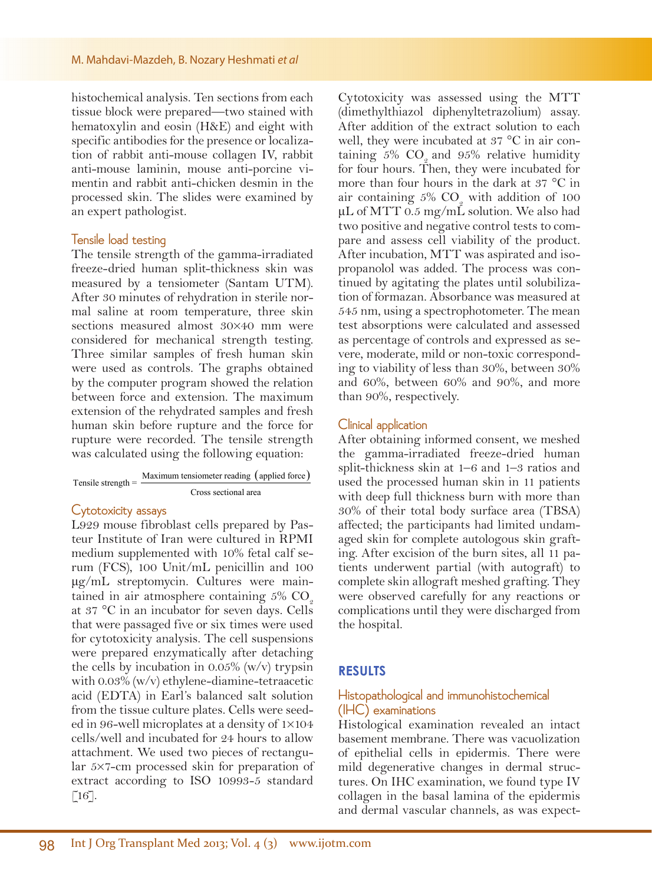histochemical analysis. Ten sections from each tissue block were prepared—two stained with hematoxylin and eosin (H&E) and eight with specific antibodies for the presence or localization of rabbit anti-mouse collagen IV, rabbit anti-mouse laminin, mouse anti-porcine vimentin and rabbit anti-chicken desmin in the processed skin. The slides were examined by an expert pathologist.

### Tensile load testing

The tensile strength of the gamma-irradiated freeze-dried human split-thickness skin was measured by a tensiometer (Santam UTM). After 30 minutes of rehydration in sterile normal saline at room temperature, three skin sections measured almost 30×40 mm were considered for mechanical strength testing. Three similar samples of fresh human skin were used as controls. The graphs obtained by the computer program showed the relation between force and extension. The maximum extension of the rehydrated samples and fresh human skin before rupture and the force for rupture were recorded. The tensile strength was calculated using the following equation:

$$\text{Tensile strength} = \frac{\text{Maximum tensiometer reading (applied force)}}{\text{Cross sectional area}}$$

### Cytotoxicity assays

L929 mouse fibroblast cells prepared by Pasteur Institute of Iran were cultured in RPMI medium supplemented with 10% fetal calf serum (FCS), 100 Unit/mL penicillin and 100 μg/mL streptomycin. Cultures were maintained in air atmosphere containing 5% $CO_2$ at 37 °C in an incubator for seven days. Cells that were passaged five or six times were used for cytotoxicity analysis. The cell suspensions were prepared enzymatically after detaching the cells by incubation in 0.05% (w/v) trypsin with 0.03% (w/v) ethylene-diamine-tetraacetic acid (EDTA) in Earl's balanced salt solution from the tissue culture plates. Cells were seeded in 96-well microplates at a density of 1×104 cells/well and incubated for 24 hours to allow attachment. We used two pieces of rectangular 5×7-cm processed skin for preparation of extract according to ISO 10993-5 standard [16].

Cytotoxicity was assessed using the MTT (dimethylthiazol diphenyltetrazolium) assay. After addition of the extract solution to each well, they were incubated at 37 °C in air containing 5% $CO_2$ and 95% relative humidity for four hours. Then, they were incubated for more than four hours in the dark at 37 °C in air containing 5% $CO_2$ with addition of 100 μL of MTT 0.5 mg/mL solution. We also had two positive and negative control tests to compare and assess cell viability of the product. After incubation, MTT was aspirated and isopropanolol was added. The process was continued by agitating the plates until solubilization of formazan. Absorbance was measured at 545 nm, using a spectrophotometer. The mean test absorptions were calculated and assessed as percentage of controls and expressed as severe, moderate, mild or non-toxic corresponding to viability of less than 30%, between 30% and 60%, between 60% and 90%, and more than 90%, respectively.

### Clinical application

After obtaining informed consent, we meshed the gamma-irradiated freeze-dried human split-thickness skin at 1–6 and 1–3 ratios and used the processed human skin in 11 patients with deep full thickness burn with more than 30% of their total body surface area (TBSA) affected; the participants had limited undamaged skin for complete autologous skin grafting. After excision of the burn sites, all 11 patients underwent partial (with autograft) to complete skin allograft meshed grafting. They were observed carefully for any reactions or complications until they were discharged from the hospital.

## RESULTS

### Histopathological and immunohistochemical (IHC) examinations

Histological examination revealed an intact basement membrane. There was vacuolization of epithelial cells in epidermis. There were mild degenerative changes in dermal structures. On IHC examination, we found type IV collagen in the basal lamina of the epidermis and dermal vascular channels, as was expect-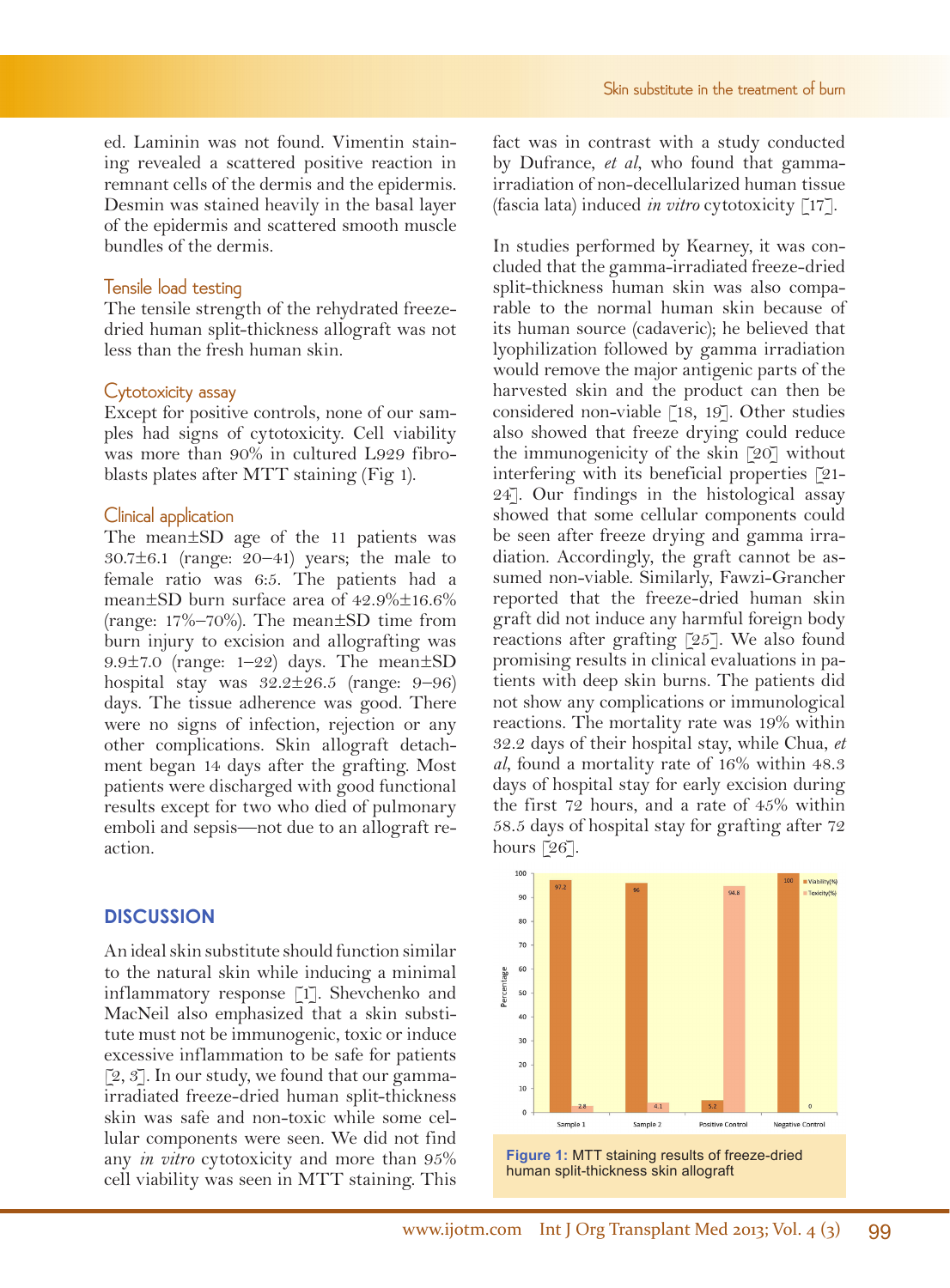ed. Laminin was not found. Vimentin staining revealed a scattered positive reaction in remnant cells of the dermis and the epidermis. Desmin was stained heavily in the basal layer of the epidermis and scattered smooth muscle bundles of the dermis.

### Tensile load testing

The tensile strength of the rehydrated freeze-dried human split-thickness allograft was not less than the fresh human skin.

### Cytotoxicity assay

Except for positive controls, none of our samples had signs of cytotoxicity. Cell viability was more than 90% in cultured L929 fibroblasts plates after MTT staining (Fig 1).

### Clinical application

The mean±SD age of the 11 patients was 30.7±6.1 (range: 20–41) years; the male to female ratio was 6:5. The patients had a mean±SD burn surface area of 42.9%±16.6% (range: 17%–70%). The mean±SD time from burn injury to excision and allografting was 9.9±7.0 (range: 1–22) days. The mean±SD hospital stay was 32.2±26.5 (range: 9–96) days. The tissue adherence was good. There were no signs of infection, rejection or any other complications. Skin allograft detachment began 14 days after the grafting. Most patients were discharged with good functional results except for two who died of pulmonary emboli and sepsis—not due to an allograft reaction.

## DISCUSSION

An ideal skin substitute should function similar to the natural skin while inducing a minimal inflammatory response [1]. Shevchenko and MacNeil also emphasized that a skin substitute must not be immunogenic, toxic or induce excessive inflammation to be safe for patients [2, 3]. In our study, we found that our gamma-irradiated freeze-dried human split-thickness skin was safe and non-toxic while some cellular components were seen. We did not find any *in vitro* cytotoxicity and more than 95% cell viability was seen in MTT staining. This fact was in contrast with a study conducted by Dufrance, *et al*, who found that gamma-irradiation of non-decellularized human tissue (fascia lata) induced *in vitro* cytotoxicity [17].

In studies performed by Kearney, it was concluded that the gamma-irradiated freeze-dried split-thickness human skin was also comparable to the normal human skin because of its human source (cadaveric); he believed that lyophilization followed by gamma irradiation would remove the major antigenic parts of the harvested skin and the product can then be considered non-viable [18, 19]. Other studies also showed that freeze drying could reduce the immunogenicity of the skin [20] without interfering with its beneficial properties [21-24]. Our findings in the histological assay showed that some cellular components could be seen after freeze drying and gamma irradiation. Accordingly, the graft cannot be assumed non-viable. Similarly, Fawzi-Grancher reported that the freeze-dried human skin graft did not induce any harmful foreign body reactions after grafting [25]. We also found promising results in clinical evaluations in patients with deep skin burns. The patients did not show any complications or immunological reactions. The mortality rate was 19% within 32.2 days of their hospital stay, while Chua, *et al*, found a mortality rate of 16% within 48.3 days of hospital stay for early excision during the first 72 hours, and a rate of 45% within 58.5 days of hospital stay for grafting after 72 hours [26].

| | Viability(%) | Toxicity(%) |
|---|---|---|
| Sample 1 | 97.2 | 2.8 |
| Sample 2 | 96 | 4.1 |
| Positive Control | 5.2 | 94.8 |
| Negative Control | 100 | 0 |

**Figure 1:** MTT staining results of freeze-dried human split-thickness skin allograft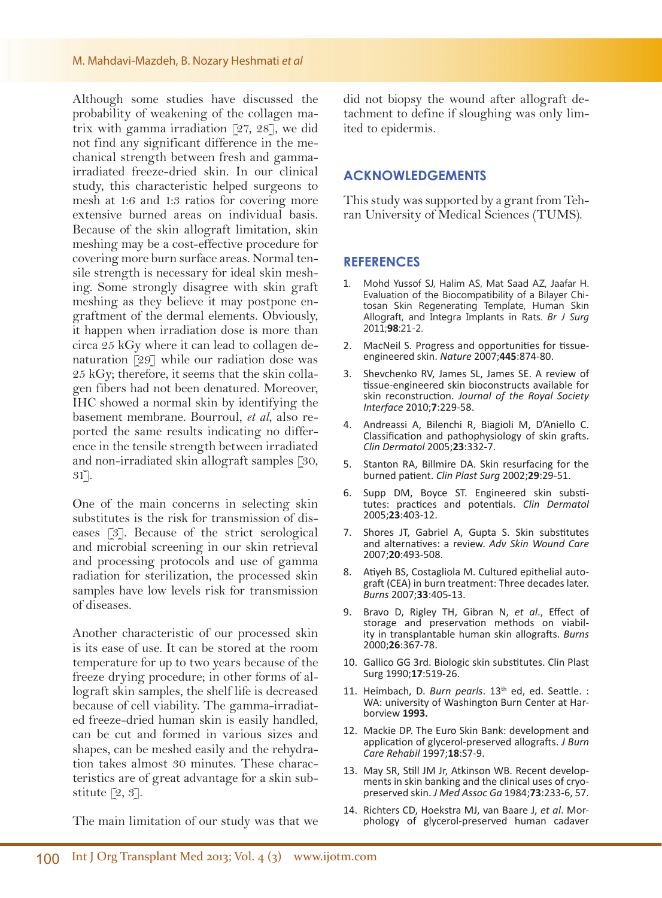Although some studies have discussed the probability of weakening of the collagen matrix with gamma irradiation [27, 28], we did not find any significant difference in the mechanical strength between fresh and gamma-irradiated freeze-dried skin. In our clinical study, this characteristic helped surgeons to mesh at 1:6 and 1:3 ratios for covering more extensive burned areas on individual basis. Because of the skin allograft limitation, skin meshing may be a cost-effective procedure for covering more burn surface areas. Normal tensile strength is necessary for ideal skin meshing. Some strongly disagree with skin graft meshing as they believe it may postpone engraftment of the dermal elements. Obviously, it happen when irradiation dose is more than circa 25 kGy where it can lead to collagen denaturation [29] while our radiation dose was 25 kGy; therefore, it seems that the skin collagen fibers had not been denatured. Moreover, IHC showed a normal skin by identifying the basement membrane. Bourroul, *et al*, also reported the same results indicating no difference in the tensile strength between irradiated and non-irradiated skin allograft samples [30, 31].

One of the main concerns in selecting skin substitutes is the risk for transmission of diseases [3]. Because of the strict serological and microbial screening in our skin retrieval and processing protocols and use of gamma radiation for sterilization, the processed skin samples have low levels risk for transmission of diseases.

Another characteristic of our processed skin is its ease of use. It can be stored at the room temperature for up to two years because of the freeze drying procedure; in other forms of allograft skin samples, the shelf life is decreased because of cell viability. The gamma-irradiated freeze-dried human skin is easily handled, can be cut and formed in various sizes and shapes, can be meshed easily and the rehydration takes almost 30 minutes. These characteristics are of great advantage for a skin substitute [2, 3].

The main limitation of our study was that we did not biopsy the wound after allograft detachment to define if sloughing was only limited to epidermis.

## ACKNOWLEDGEMENTS

This study was supported by a grant from Tehran University of Medical Sciences (TUMS).

## REFERENCES

1. Mohd Yussof SJ, Halim AS, Mat Saad AZ, Jaafar H. Evaluation of the Biocompatibility of a Bilayer Chitosan Skin Regenerating Template, Human Skin Allograft, and Integra Implants in Rats. *Br J Surg* 2011;**98**:21-2.
2. MacNeil S. Progress and opportunities for tissue-engineered skin. *Nature* 2007;**445**:874-80.
3. Shevchenko RV, James SL, James SE. A review of tissue-engineered skin bioconstructs available for skin reconstruction. *Journal of the Royal Society Interface* 2010;**7**:229-58.
4. Andreassi A, Bilenchi R, Biagioli M, D'Aniello C. Classification and pathophysiology of skin grafts. *Clin Dermatol* 2005;**23**:332-7.
5. Stanton RA, Billmire DA. Skin resurfacing for the burned patient. *Clin Plast Surg* 2002;**29**:29-51.
6. Supp DM, Boyce ST. Engineered skin substitutes: practices and potentials. *Clin Dermatol* 2005;**23**:403-12.
7. Shores JT, Gabriel A, Gupta S. Skin substitutes and alternatives: a review. *Adv Skin Wound Care* 2007;**20**:493-508.
8. Atiyeh BS, Costagliola M. Cultured epithelial autograft (CEA) in burn treatment: Three decades later. *Burns* 2007;**33**:405-13.
9. Bravo D, Rigley TH, Gibran N, *et al*., Effect of storage and preservation methods on viability in transplantable human skin allografts. *Burns* 2000;**26**:367-78.
10. Gallico GG 3rd. Biologic skin substitutes. Clin Plast Surg 1990;**17**:519-26.
11. Heimbach, D. *Burn pearls*. 13th ed, ed. Seattle. : WA: university of Washington Burn Center at Harborview **1993.**
12. Mackie DP. The Euro Skin Bank: development and application of glycerol-preserved allografts. *J Burn Care Rehabil* 1997;**18**:S7-9.
13. May SR, Still JM Jr, Atkinson WB. Recent developments in skin banking and the clinical uses of cryopreserved skin. *J Med Assoc Ga* 1984;**73**:233-6, 57.
14. Richters CD, Hoekstra MJ, van Baare J, *et al*. Morphology of glycerol-preserved human cadaver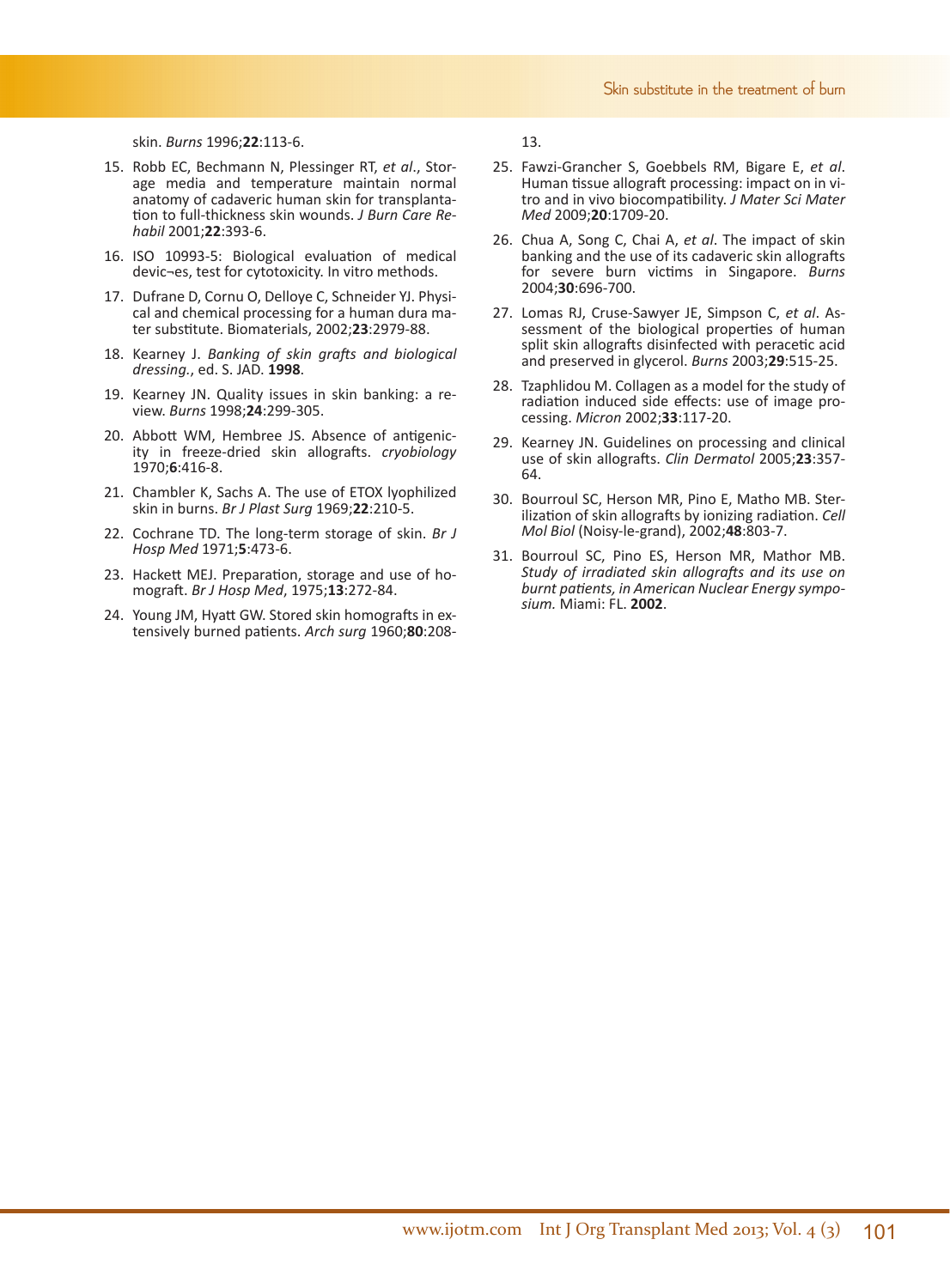skin. *Burns* 1996;**22**:113-6.

15. Robb EC, Bechmann N, Plessinger RT, *et al*., Storage media and temperature maintain normal anatomy of cadaveric human skin for transplantation to full-thickness skin wounds. *J Burn Care Rehabil* 2001;**22**:393-6.
16. ISO 10993-5: Biological evaluation of medical devic¬es, test for cytotoxicity. In vitro methods.
17. Dufrane D, Cornu O, Delloye C, Schneider YJ. Physical and chemical processing for a human dura mater substitute. Biomaterials, 2002;**23**:2979-88.
18. Kearney J. *Banking of skin grafts and biological dressing.*, ed. S. JAD. **1998**.
19. Kearney JN. Quality issues in skin banking: a review. *Burns* 1998;**24**:299-305.
20. Abbott WM, Hembree JS. Absence of antigenicity in freeze-dried skin allografts. *cryobiology* 1970;**6**:416-8.
21. Chambler K, Sachs A. The use of ETOX lyophilized skin in burns. *Br J Plast Surg* 1969;**22**:210-5.
22. Cochrane TD. The long-term storage of skin. *Br J Hosp Med* 1971;**5**:473-6.
23. Hackett MEJ. Preparation, storage and use of homograft. *Br J Hosp Med*, 1975;**13**:272-84.
24. Young JM, Hyatt GW. Stored skin homografts in extensively burned patients. *Arch surg* 1960;**80**:208-13.
25. Fawzi-Grancher S, Goebbels RM, Bigare E, *et al*. Human tissue allograft processing: impact on in vitro and in vivo biocompatibility. *J Mater Sci Mater Med* 2009;**20**:1709-20.
26. Chua A, Song C, Chai A, *et al*. The impact of skin banking and the use of its cadaveric skin allografts for severe burn victims in Singapore. *Burns* 2004;**30**:696-700.
27. Lomas RJ, Cruse-Sawyer JE, Simpson C, *et al*. Assessment of the biological properties of human split skin allografts disinfected with peracetic acid and preserved in glycerol. *Burns* 2003;**29**:515-25.
28. Tzaphlidou M. Collagen as a model for the study of radiation induced side effects: use of image processing. *Micron* 2002;**33**:117-20.
29. Kearney JN. Guidelines on processing and clinical use of skin allografts. *Clin Dermatol* 2005;**23**:357-64.
30. Bourroul SC, Herson MR, Pino E, Matho MB. Sterilization of skin allografts by ionizing radiation. *Cell Mol Biol* (Noisy-le-grand), 2002;**48**:803-7.
31. Bourroul SC, Pino ES, Herson MR, Mathor MB. *Study of irradiated skin allografts and its use on burnt patients, in American Nuclear Energy symposium.* Miami: FL. **2002**.